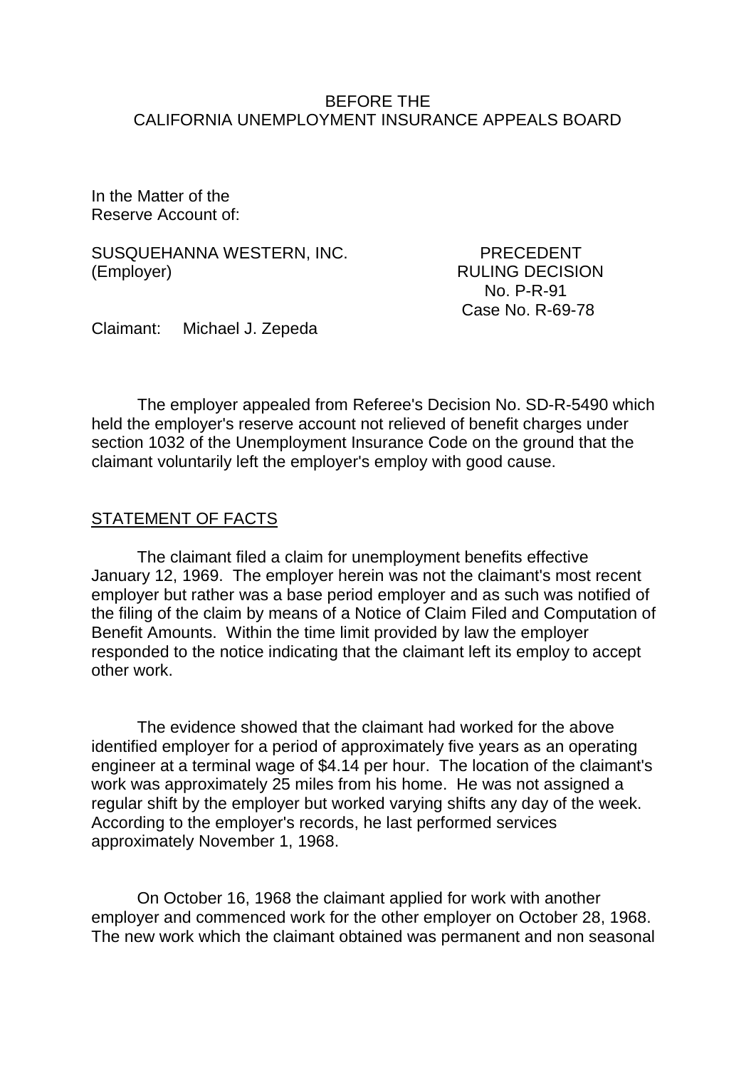BEFORE THE
CALIFORNIA UNEMPLOYMENT INSURANCE APPEALS BOARD

In the Matter of the
Reserve Account of:

SUSQUEHANNA WESTERN, INC.
(Employer)

PRECEDENT
RULING DECISION
No. P-R-91
Case No. R-69-78

Claimant: Michael J. Zepeda

The employer appealed from Referee's Decision No. SD-R-5490 which held the employer's reserve account not relieved of benefit charges under section 1032 of the Unemployment Insurance Code on the ground that the claimant voluntarily left the employer's employ with good cause.

STATEMENT OF FACTS

The claimant filed a claim for unemployment benefits effective January 12, 1969. The employer herein was not the claimant's most recent employer but rather was a base period employer and as such was notified of the filing of the claim by means of a Notice of Claim Filed and Computation of Benefit Amounts. Within the time limit provided by law the employer responded to the notice indicating that the claimant left its employ to accept other work.

The evidence showed that the claimant had worked for the above identified employer for a period of approximately five years as an operating engineer at a terminal wage of $4.14 per hour. The location of the claimant's work was approximately 25 miles from his home. He was not assigned a regular shift by the employer but worked varying shifts any day of the week. According to the employer's records, he last performed services approximately November 1, 1968.

On October 16, 1968 the claimant applied for work with another employer and commenced work for the other employer on October 28, 1968. The new work which the claimant obtained was permanent and non seasonal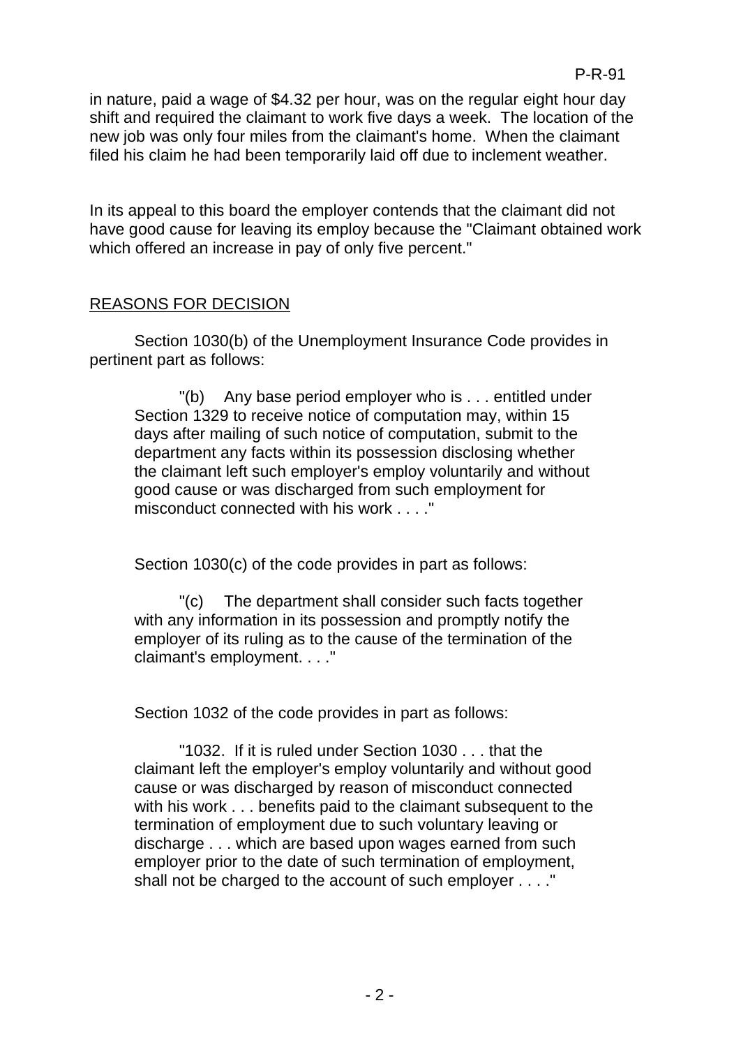in nature, paid a wage of $4.32 per hour, was on the regular eight hour day shift and required the claimant to work five days a week. The location of the new job was only four miles from the claimant's home. When the claimant filed his claim he had been temporarily laid off due to inclement weather.

In its appeal to this board the employer contends that the claimant did not have good cause for leaving its employ because the "Claimant obtained work which offered an increase in pay of only five percent."

## REASONS FOR DECISION

Section 1030(b) of the Unemployment Insurance Code provides in pertinent part as follows:

> "(b) Any base period employer who is . . . entitled under Section 1329 to receive notice of computation may, within 15 days after mailing of such notice of computation, submit to the department any facts within its possession disclosing whether the claimant left such employer's employ voluntarily and without good cause or was discharged from such employment for misconduct connected with his work . . . ."

Section 1030(c) of the code provides in part as follows:

> "(c) The department shall consider such facts together with any information in its possession and promptly notify the employer of its ruling as to the cause of the termination of the claimant's employment. . . ."

Section 1032 of the code provides in part as follows:

> "1032. If it is ruled under Section 1030 . . . that the claimant left the employer's employ voluntarily and without good cause or was discharged by reason of misconduct connected with his work . . . benefits paid to the claimant subsequent to the termination of employment due to such voluntary leaving or discharge . . . which are based upon wages earned from such employer prior to the date of such termination of employment, shall not be charged to the account of such employer . . . ."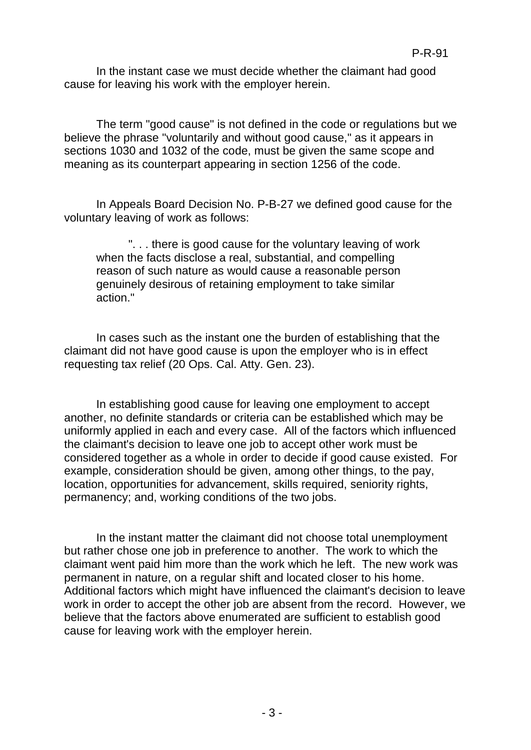In the instant case we must decide whether the claimant had good cause for leaving his work with the employer herein.

The term "good cause" is not defined in the code or regulations but we believe the phrase "voluntarily and without good cause," as it appears in sections 1030 and 1032 of the code, must be given the same scope and meaning as its counterpart appearing in section 1256 of the code.

In Appeals Board Decision No. P-B-27 we defined good cause for the voluntary leaving of work as follows:

> ". . . there is good cause for the voluntary leaving of work when the facts disclose a real, substantial, and compelling reason of such nature as would cause a reasonable person genuinely desirous of retaining employment to take similar action."

In cases such as the instant one the burden of establishing that the claimant did not have good cause is upon the employer who is in effect requesting tax relief (20 Ops. Cal. Atty. Gen. 23).

In establishing good cause for leaving one employment to accept another, no definite standards or criteria can be established which may be uniformly applied in each and every case. All of the factors which influenced the claimant's decision to leave one job to accept other work must be considered together as a whole in order to decide if good cause existed. For example, consideration should be given, among other things, to the pay, location, opportunities for advancement, skills required, seniority rights, permanency; and, working conditions of the two jobs.

In the instant matter the claimant did not choose total unemployment but rather chose one job in preference to another. The work to which the claimant went paid him more than the work which he left. The new work was permanent in nature, on a regular shift and located closer to his home. Additional factors which might have influenced the claimant's decision to leave work in order to accept the other job are absent from the record. However, we believe that the factors above enumerated are sufficient to establish good cause for leaving work with the employer herein.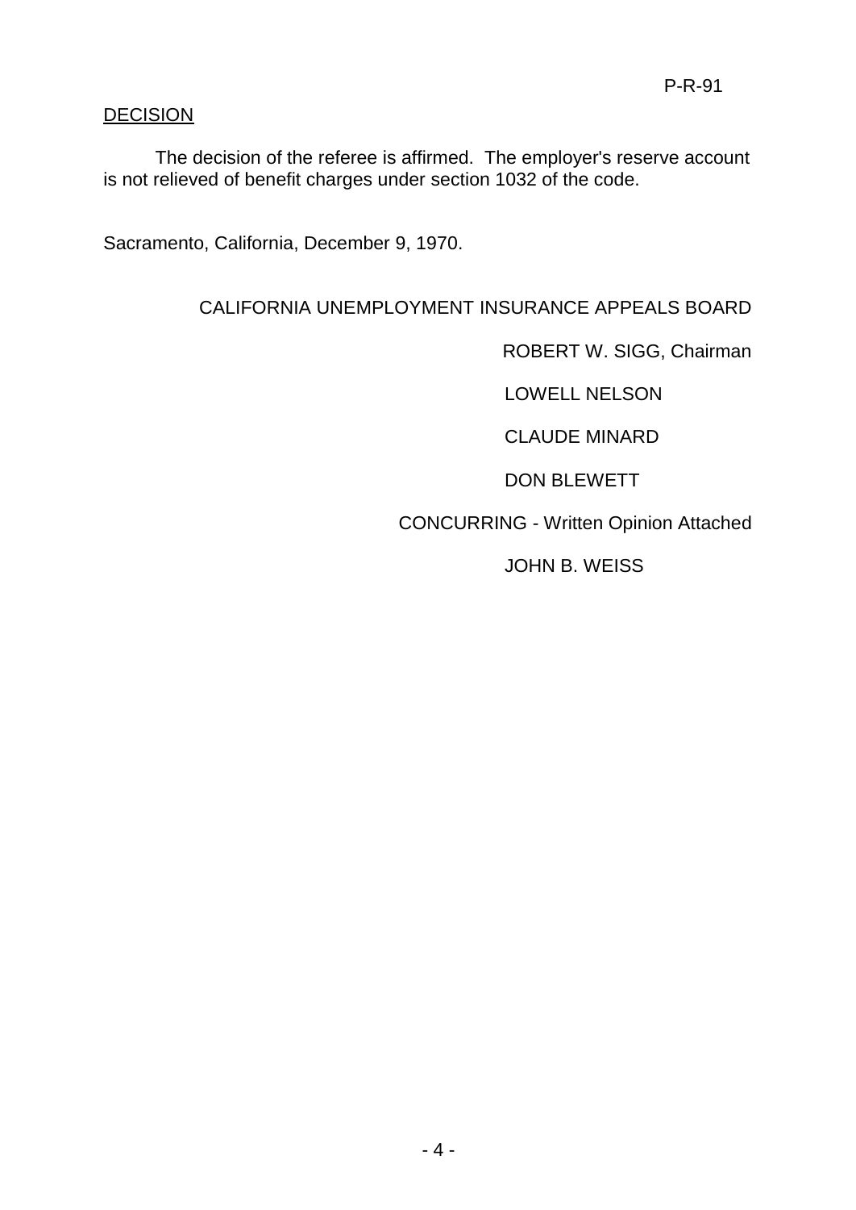P-R-91

## DECISION

The decision of the referee is affirmed. The employer's reserve account is not relieved of benefit charges under section 1032 of the code.

Sacramento, California, December 9, 1970.

CALIFORNIA UNEMPLOYMENT INSURANCE APPEALS BOARD

ROBERT W. SIGG, Chairman

LOWELL NELSON

CLAUDE MINARD

DON BLEWETT

CONCURRING - Written Opinion Attached

JOHN B. WEISS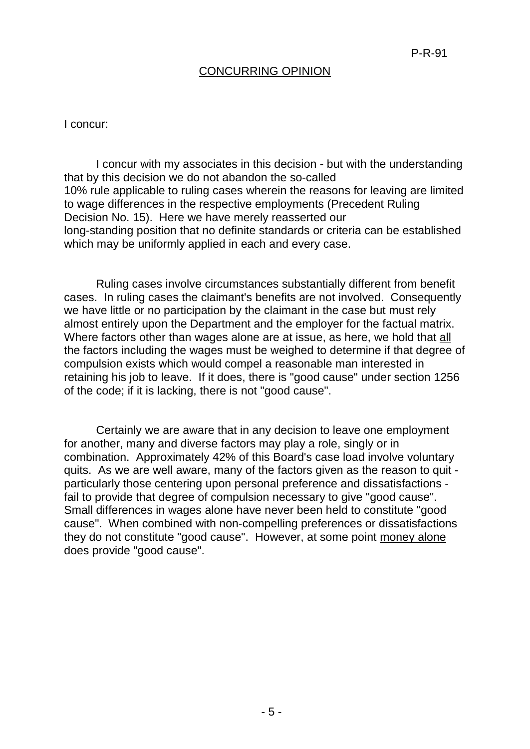## CONCURRING OPINION

I concur:

I concur with my associates in this decision - but with the understanding that by this decision we do not abandon the so-called 10% rule applicable to ruling cases wherein the reasons for leaving are limited to wage differences in the respective employments (Precedent Ruling Decision No. 15). Here we have merely reasserted our long-standing position that no definite standards or criteria can be established which may be uniformly applied in each and every case.

Ruling cases involve circumstances substantially different from benefit cases. In ruling cases the claimant's benefits are not involved. Consequently we have little or no participation by the claimant in the case but must rely almost entirely upon the Department and the employer for the factual matrix. Where factors other than wages alone are at issue, as here, we hold that all the factors including the wages must be weighed to determine if that degree of compulsion exists which would compel a reasonable man interested in retaining his job to leave. If it does, there is "good cause" under section 1256 of the code; if it is lacking, there is not "good cause".

Certainly we are aware that in any decision to leave one employment for another, many and diverse factors may play a role, singly or in combination. Approximately 42% of this Board's case load involve voluntary quits. As we are well aware, many of the factors given as the reason to quit - particularly those centering upon personal preference and dissatisfactions - fail to provide that degree of compulsion necessary to give "good cause". Small differences in wages alone have never been held to constitute "good cause". When combined with non-compelling preferences or dissatisfactions they do not constitute "good cause". However, at some point money alone does provide "good cause".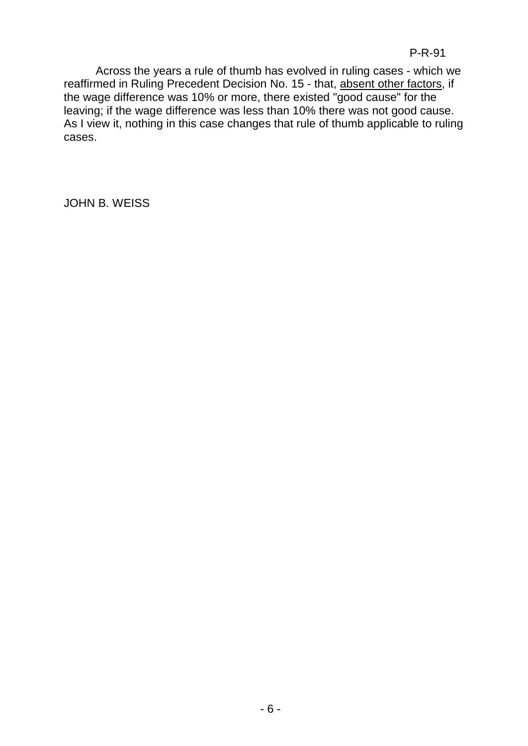Across the years a rule of thumb has evolved in ruling cases - which we reaffirmed in Ruling Precedent Decision No. 15 - that, <u>absent other factors</u>, if the wage difference was 10% or more, there existed "good cause" for the leaving; if the wage difference was less than 10% there was not good cause. As I view it, nothing in this case changes that rule of thumb applicable to ruling cases.

JOHN B. WEISS